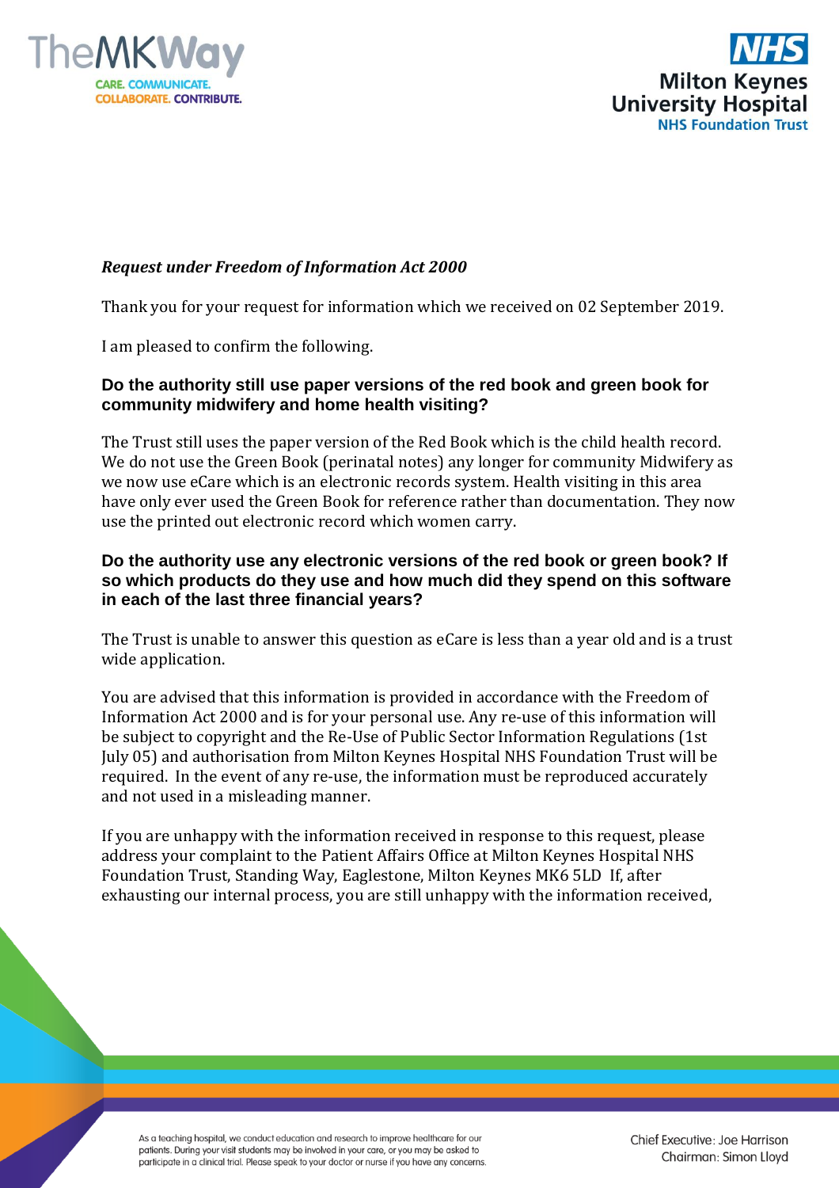***Request under Freedom of Information Act 2000***

Thank you for your request for information which we received on 02 September 2019.

I am pleased to confirm the following.

**Do the authority still use paper versions of the red book and green book for community midwifery and home health visiting?**

The Trust still uses the paper version of the Red Book which is the child health record. We do not use the Green Book (perinatal notes) any longer for community Midwifery as we now use eCare which is an electronic records system. Health visiting in this area have only ever used the Green Book for reference rather than documentation. They now use the printed out electronic record which women carry.

**Do the authority use any electronic versions of the red book or green book? If so which products do they use and how much did they spend on this software in each of the last three financial years?**

The Trust is unable to answer this question as eCare is less than a year old and is a trust wide application.

You are advised that this information is provided in accordance with the Freedom of Information Act 2000 and is for your personal use. Any re-use of this information will be subject to copyright and the Re-Use of Public Sector Information Regulations (1st July 05) and authorisation from Milton Keynes Hospital NHS Foundation Trust will be required. In the event of any re-use, the information must be reproduced accurately and not used in a misleading manner.

If you are unhappy with the information received in response to this request, please address your complaint to the Patient Affairs Office at Milton Keynes Hospital NHS Foundation Trust, Standing Way, Eaglestone, Milton Keynes MK6 5LD If, after exhausting our internal process, you are still unhappy with the information received,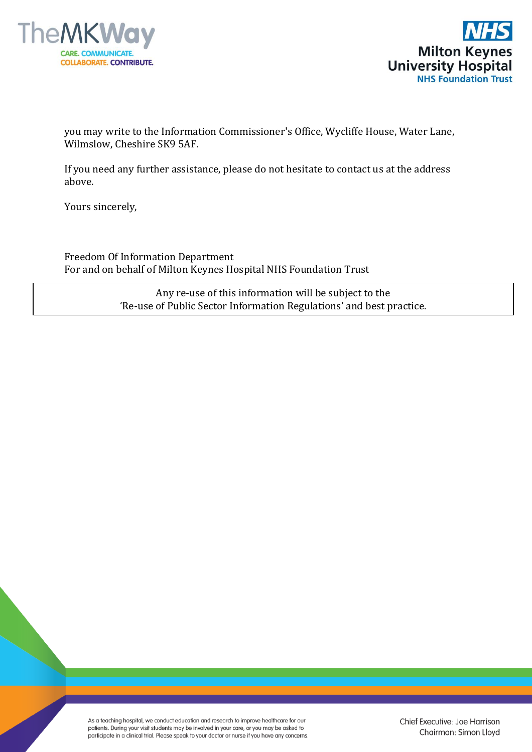you may write to the Information Commissioner's Office, Wycliffe House, Water Lane, Wilmslow, Cheshire SK9 5AF.

If you need any further assistance, please do not hesitate to contact us at the address above.

Yours sincerely,

Freedom Of Information Department
For and on behalf of Milton Keynes Hospital NHS Foundation Trust

| Any re-use of this information will be subject to the 'Re-use of Public Sector Information Regulations' and best practice. |
|---|